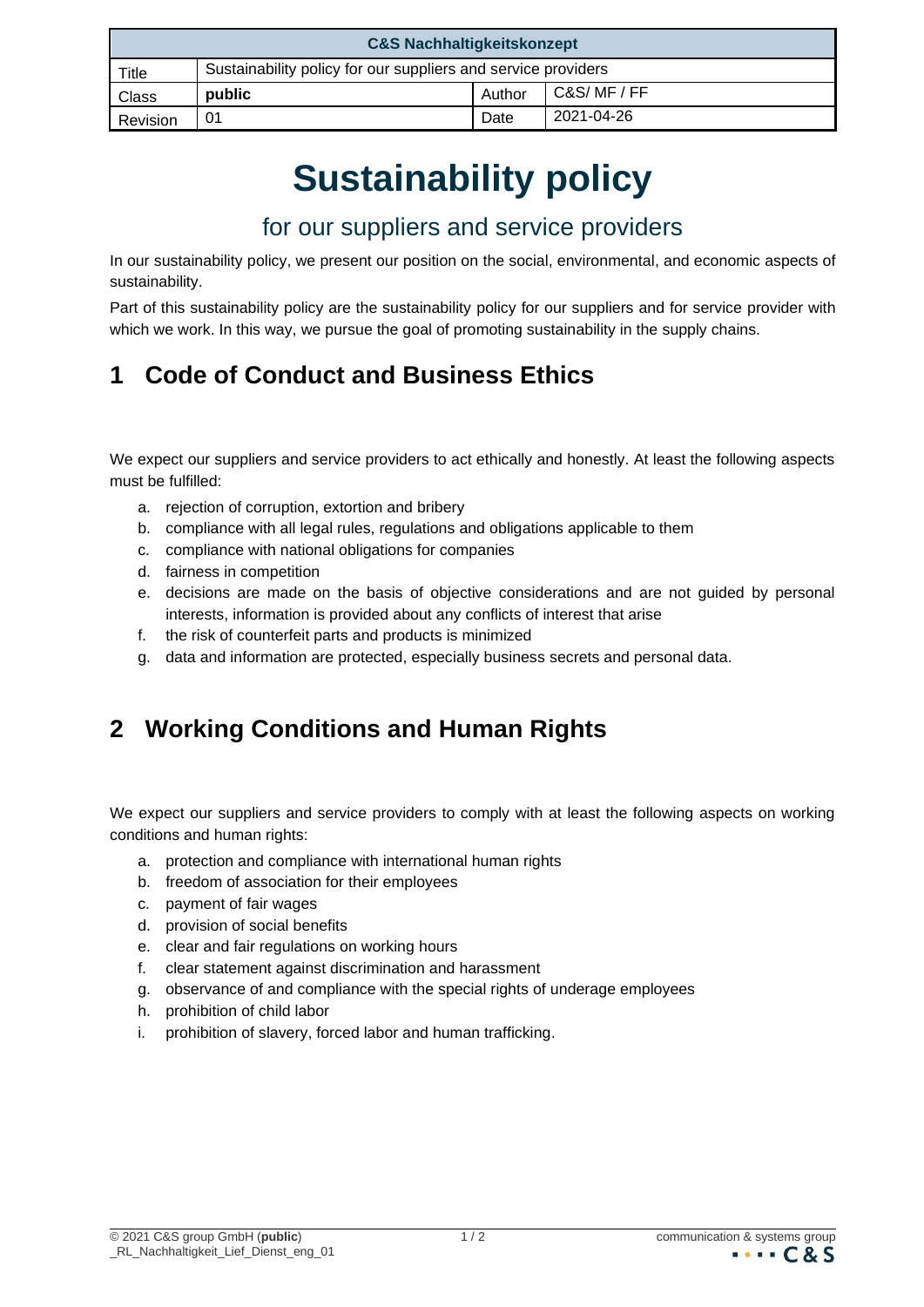| C&S Nachhaltigkeitskonzept | | | |
|---|---|---|---|
| Title | Sustainability policy for our suppliers and service providers | | |
| Class | **public** | Author | C&S/ MF / FF |
| Revision | 01 | Date | 2021-04-26 |

# Sustainability policy

## for our suppliers and service providers

In our sustainability policy, we present our position on the social, environmental, and economic aspects of sustainability.

Part of this sustainability policy are the sustainability policy for our suppliers and for service provider with which we work. In this way, we pursue the goal of promoting sustainability in the supply chains.

## 1 Code of Conduct and Business Ethics

We expect our suppliers and service providers to act ethically and honestly. At least the following aspects must be fulfilled:

a. rejection of corruption, extortion and bribery
b. compliance with all legal rules, regulations and obligations applicable to them
c. compliance with national obligations for companies
d. fairness in competition
e. decisions are made on the basis of objective considerations and are not guided by personal interests, information is provided about any conflicts of interest that arise
f. the risk of counterfeit parts and products is minimized
g. data and information are protected, especially business secrets and personal data.

## 2 Working Conditions and Human Rights

We expect our suppliers and service providers to comply with at least the following aspects on working conditions and human rights:

a. protection and compliance with international human rights
b. freedom of association for their employees
c. payment of fair wages
d. provision of social benefits
e. clear and fair regulations on working hours
f. clear statement against discrimination and harassment
g. observance of and compliance with the special rights of underage employees
h. prohibition of child labor
i. prohibition of slavery, forced labor and human trafficking.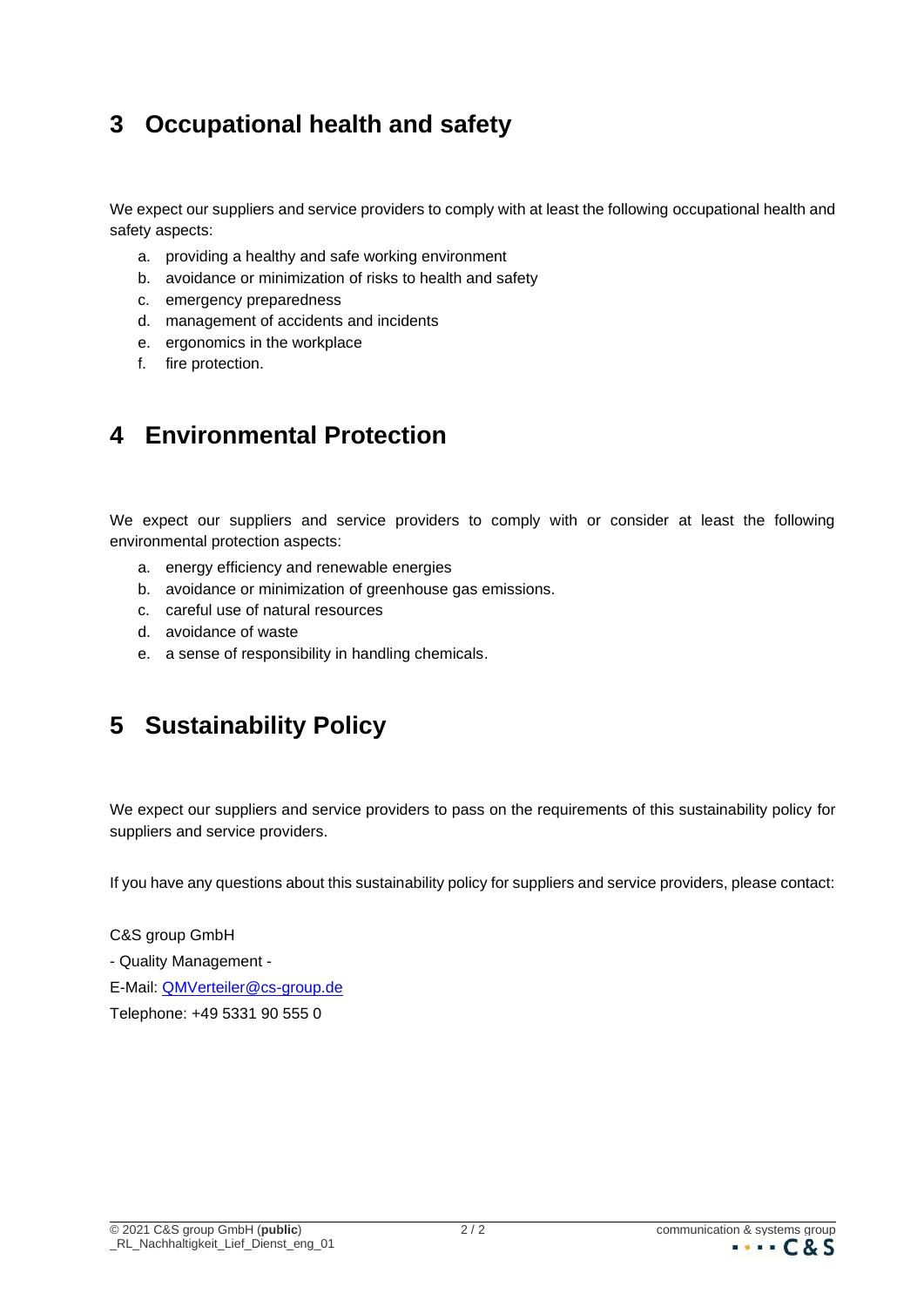## 3 Occupational health and safety

We expect our suppliers and service providers to comply with at least the following occupational health and safety aspects:

a. providing a healthy and safe working environment
b. avoidance or minimization of risks to health and safety
c. emergency preparedness
d. management of accidents and incidents
e. ergonomics in the workplace
f. fire protection.

## 4 Environmental Protection

We expect our suppliers and service providers to comply with or consider at least the following environmental protection aspects:

a. energy efficiency and renewable energies
b. avoidance or minimization of greenhouse gas emissions.
c. careful use of natural resources
d. avoidance of waste
e. a sense of responsibility in handling chemicals.

## 5 Sustainability Policy

We expect our suppliers and service providers to pass on the requirements of this sustainability policy for suppliers and service providers.

If you have any questions about this sustainability policy for suppliers and service providers, please contact:

C&S group GmbH
- Quality Management -
E-Mail: QMVerteiler@cs-group.de
Telephone: +49 5331 90 555 0